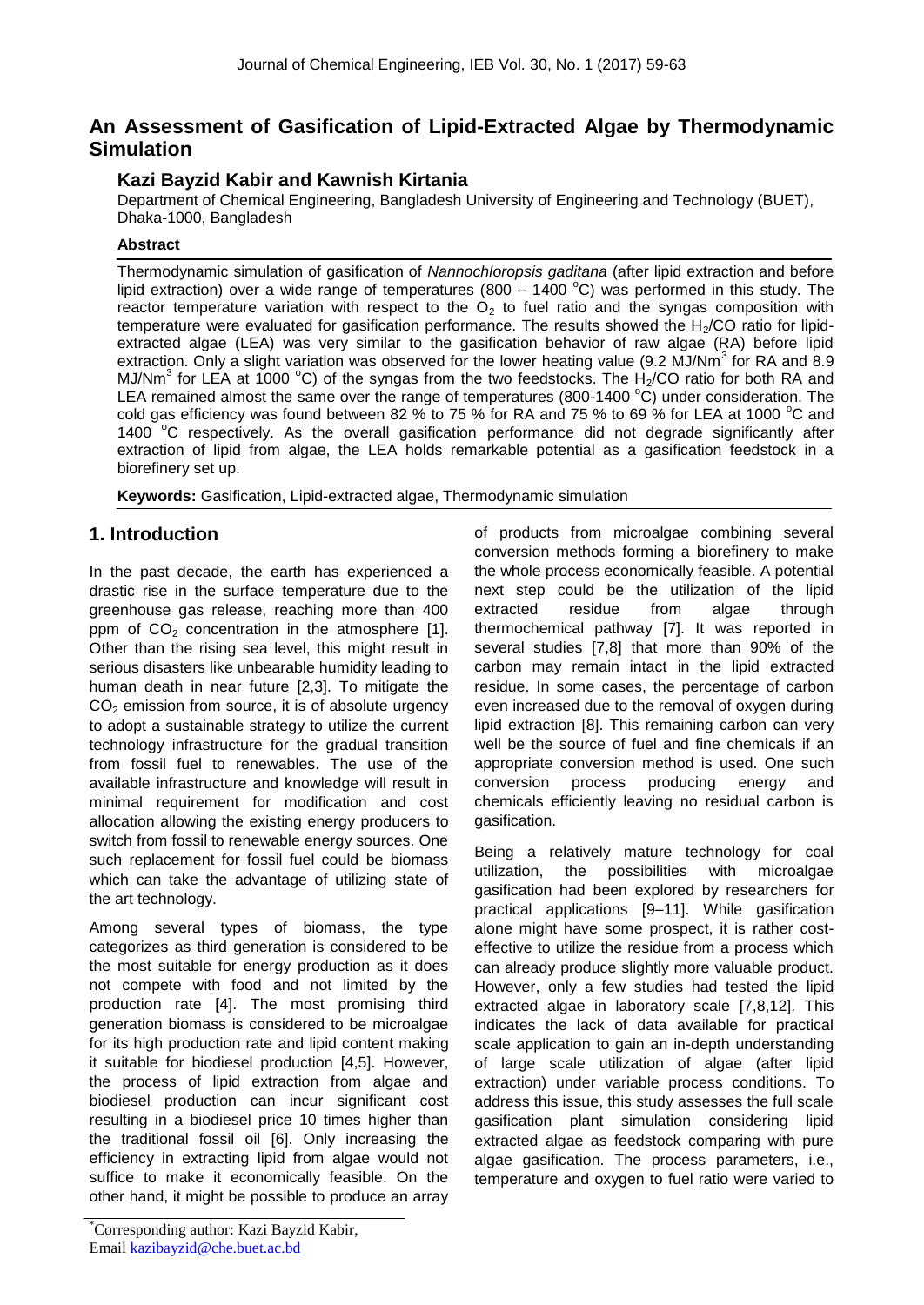# An Assessment of Gasification of Lipid-Extracted Algae by Thermodynamic Simulation

## Kazi Bayzid Kabir and Kawnish Kirtania

Department of Chemical Engineering, Bangladesh University of Engineering and Technology (BUET), Dhaka-1000, Bangladesh

### Abstract

Thermodynamic simulation of gasification of *Nannochloropsis gaditana* (after lipid extraction and before lipid extraction) over a wide range of temperatures (800 – 1400 °C) was performed in this study. The reactor temperature variation with respect to the $O_2$ to fuel ratio and the syngas composition with temperature were evaluated for gasification performance. The results showed the $H_2/CO$ ratio for lipid-extracted algae (LEA) was very similar to the gasification behavior of raw algae (RA) before lipid extraction. Only a slight variation was observed for the lower heating value (9.2 MJ/Nm$^3$ for RA and 8.9 MJ/Nm$^3$ for LEA at 1000 °C) of the syngas from the two feedstocks. The $H_2/CO$ ratio for both RA and LEA remained almost the same over the range of temperatures (800-1400 °C) under consideration. The cold gas efficiency was found between 82 % to 75 % for RA and 75 % to 69 % for LEA at 1000 °C and 1400 °C respectively. As the overall gasification performance did not degrade significantly after extraction of lipid from algae, the LEA holds remarkable potential as a gasification feedstock in a biorefinery set up.

**Keywords:** Gasification, Lipid-extracted algae, Thermodynamic simulation

## 1. Introduction

In the past decade, the earth has experienced a drastic rise in the surface temperature due to the greenhouse gas release, reaching more than 400 ppm of $CO_2$ concentration in the atmosphere [1]. Other than the rising sea level, this might result in serious disasters like unbearable humidity leading to human death in near future [2,3]. To mitigate the $CO_2$ emission from source, it is of absolute urgency to adopt a sustainable strategy to utilize the current technology infrastructure for the gradual transition from fossil fuel to renewables. The use of the available infrastructure and knowledge will result in minimal requirement for modification and cost allocation allowing the existing energy producers to switch from fossil to renewable energy sources. One such replacement for fossil fuel could be biomass which can take the advantage of utilizing state of the art technology.

Among several types of biomass, the type categorizes as third generation is considered to be the most suitable for energy production as it does not compete with food and not limited by the production rate [4]. The most promising third generation biomass is considered to be microalgae for its high production rate and lipid content making it suitable for biodiesel production [4,5]. However, the process of lipid extraction from algae and biodiesel production can incur significant cost resulting in a biodiesel price 10 times higher than the traditional fossil oil [6]. Only increasing the efficiency in extracting lipid from algae would not suffice to make it economically feasible. On the other hand, it might be possible to produce an array of products from microalgae combining several conversion methods forming a biorefinery to make the whole process economically feasible. A potential next step could be the utilization of the lipid extracted residue from algae through thermochemical pathway [7]. It was reported in several studies [7,8] that more than 90% of the carbon may remain intact in the lipid extracted residue. In some cases, the percentage of carbon even increased due to the removal of oxygen during lipid extraction [8]. This remaining carbon can very well be the source of fuel and fine chemicals if an appropriate conversion method is used. One such conversion process producing energy and chemicals efficiently leaving no residual carbon is gasification.

Being a relatively mature technology for coal utilization, the possibilities with microalgae gasification had been explored by researchers for practical applications [9–11]. While gasification alone might have some prospect, it is rather cost-effective to utilize the residue from a process which can already produce slightly more valuable product. However, only a few studies had tested the lipid extracted algae in laboratory scale [7,8,12]. This indicates the lack of data available for practical scale application to gain an in-depth understanding of large scale utilization of algae (after lipid extraction) under variable process conditions. To address this issue, this study assesses the full scale gasification plant simulation considering lipid extracted algae as feedstock comparing with pure algae gasification. The process parameters, i.e., temperature and oxygen to fuel ratio were varied to

*Corresponding author: Kazi Bayzid Kabir, Email kazibayzid@che.buet.ac.bd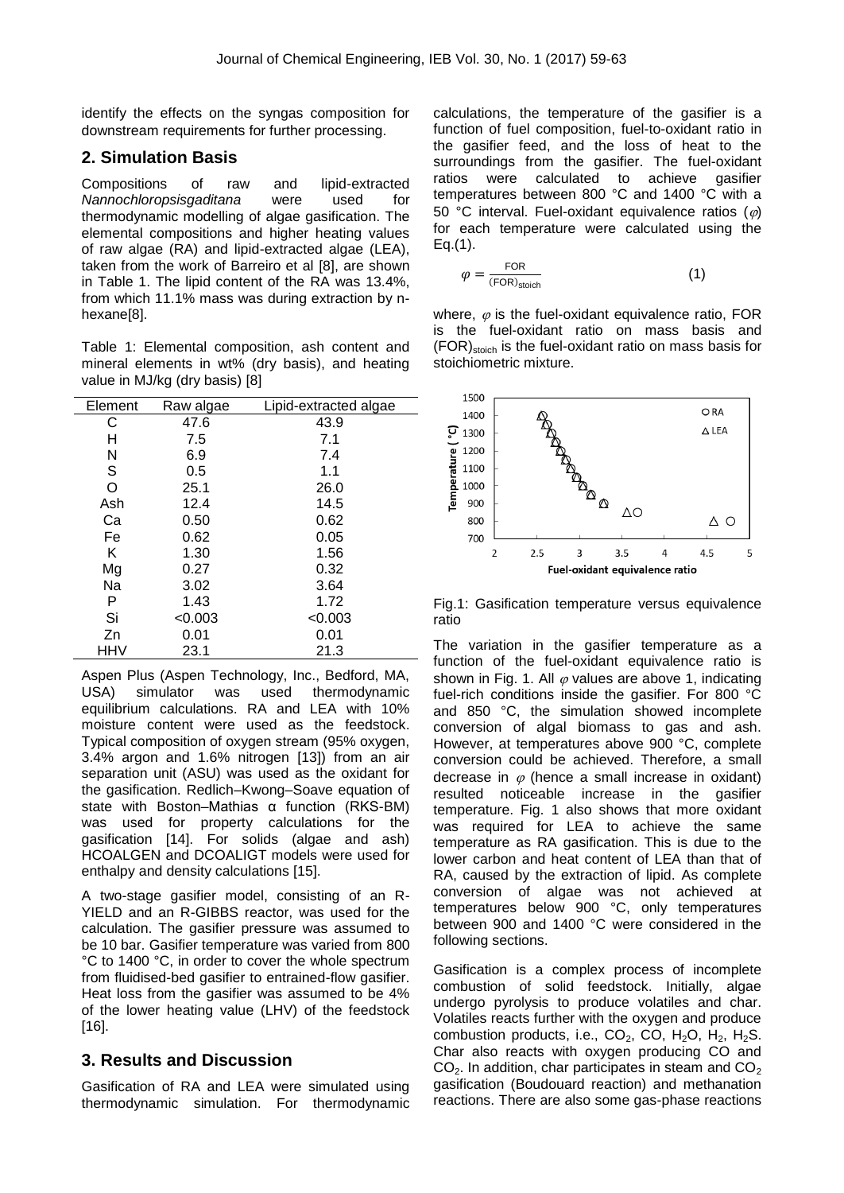identify the effects on the syngas composition for downstream requirements for further processing.

## 2. Simulation Basis

Compositions of raw and lipid-extracted *Nannochloropsisgaditana* were used for thermodynamic modelling of algae gasification. The elemental compositions and higher heating values of raw algae (RA) and lipid-extracted algae (LEA), taken from the work of Barreiro et al [8], are shown in Table 1. The lipid content of the RA was 13.4%, from which 11.1% mass was during extraction by n-hexane[8].

Table 1: Elemental composition, ash content and mineral elements in wt% (dry basis), and heating value in MJ/kg (dry basis) [8]

| Element | Raw algae | Lipid-extracted algae |
|---|---|---|
| C | 47.6 | 43.9 |
| H | 7.5 | 7.1 |
| N | 6.9 | 7.4 |
| S | 0.5 | 1.1 |
| O | 25.1 | 26.0 |
| Ash | 12.4 | 14.5 |
| Ca | 0.50 | 0.62 |
| Fe | 0.62 | 0.05 |
| K | 1.30 | 1.56 |
| Mg | 0.27 | 0.32 |
| Na | 3.02 | 3.64 |
| P | 1.43 | 1.72 |
| Si | <0.003 | <0.003 |
| Zn | 0.01 | 0.01 |
| HHV | 23.1 | 21.3 |

Aspen Plus (Aspen Technology, Inc., Bedford, MA, USA) simulator was used thermodynamic equilibrium calculations. RA and LEA with 10% moisture content were used as the feedstock. Typical composition of oxygen stream (95% oxygen, 3.4% argon and 1.6% nitrogen [13]) from an air separation unit (ASU) was used as the oxidant for the gasification. Redlich–Kwong–Soave equation of state with Boston–Mathias α function (RKS-BM) was used for property calculations for the gasification [14]. For solids (algae and ash) HCOALGEN and DCOALIGT models were used for enthalpy and density calculations [15].

A two-stage gasifier model, consisting of an R-YIELD and an R-GIBBS reactor, was used for the calculation. The gasifier pressure was assumed to be 10 bar. Gasifier temperature was varied from 800 °C to 1400 °C, in order to cover the whole spectrum from fluidised-bed gasifier to entrained-flow gasifier. Heat loss from the gasifier was assumed to be 4% of the lower heating value (LHV) of the feedstock [16].

## 3. Results and Discussion

Gasification of RA and LEA were simulated using thermodynamic simulation. For thermodynamic calculations, the temperature of the gasifier is a function of fuel composition, fuel-to-oxidant ratio in the gasifier feed, and the loss of heat to the surroundings from the gasifier. The fuel-oxidant ratios were calculated to achieve gasifier temperatures between 800 °C and 1400 °C with a 50 °C interval. Fuel-oxidant equivalence ratios ($\varphi$) for each temperature were calculated using the Eq.(1).

$$\varphi = \frac{\text{FOR}}{(\text{FOR})_{\text{stoich}}} \tag{1}$$

where, $\varphi$ is the fuel-oxidant equivalence ratio, FOR is the fuel-oxidant ratio on mass basis and $(\text{FOR})_{\text{stoich}}$ is the fuel-oxidant ratio on mass basis for stoichiometric mixture.

Fig.1: Gasification temperature versus equivalence ratio

The variation in the gasifier temperature as a function of the fuel-oxidant equivalence ratio is shown in Fig. 1. All $\varphi$ values are above 1, indicating fuel-rich conditions inside the gasifier. For 800 °C and 850 °C, the simulation showed incomplete conversion of algal biomass to gas and ash. However, at temperatures above 900 °C, complete conversion could be achieved. Therefore, a small decrease in $\varphi$ (hence a small increase in oxidant) resulted noticeable increase in the gasifier temperature. Fig. 1 also shows that more oxidant was required for LEA to achieve the same temperature as RA gasification. This is due to the lower carbon and heat content of LEA than that of RA, caused by the extraction of lipid. As complete conversion of algae was not achieved at temperatures below 900 °C, only temperatures between 900 and 1400 °C were considered in the following sections.

Gasification is a complex process of incomplete combustion of solid feedstock. Initially, algae undergo pyrolysis to produce volatiles and char. Volatiles reacts further with the oxygen and produce combustion products, i.e., $CO_2$, CO, $H_2O$, $H_2$, $H_2S$. Char also reacts with oxygen producing CO and $CO_2$. In addition, char participates in steam and $CO_2$ gasification (Boudouard reaction) and methanation reactions. There are also some gas-phase reactions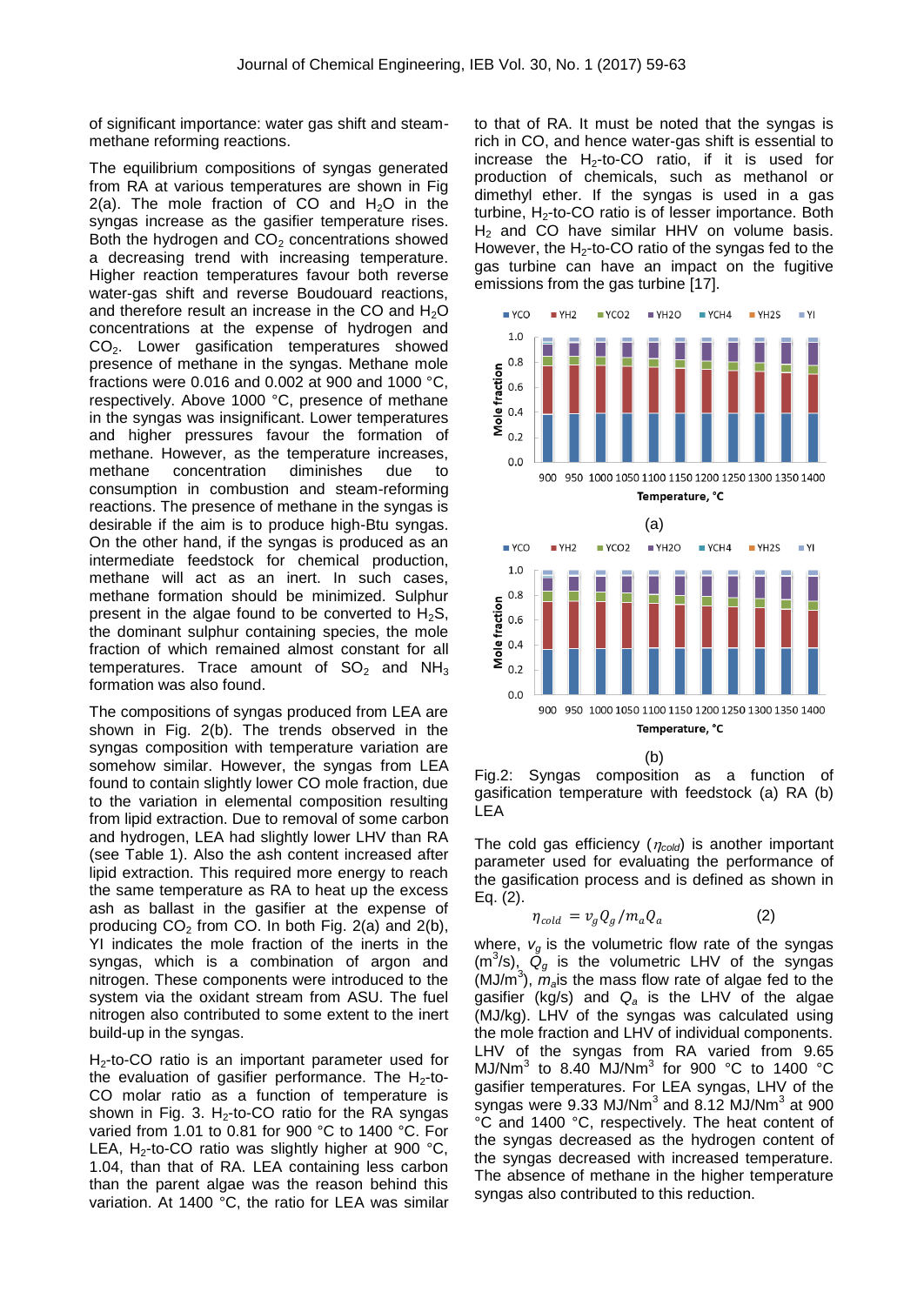of significant importance: water gas shift and steam-methane reforming reactions.

The equilibrium compositions of syngas generated from RA at various temperatures are shown in Fig 2(a). The mole fraction of CO and $H_2O$ in the syngas increase as the gasifier temperature rises. Both the hydrogen and $CO_2$ concentrations showed a decreasing trend with increasing temperature. Higher reaction temperatures favour both reverse water-gas shift and reverse Boudouard reactions, and therefore result an increase in the CO and $H_2O$ concentrations at the expense of hydrogen and $CO_2$. Lower gasification temperatures showed presence of methane in the syngas. Methane mole fractions were 0.016 and 0.002 at 900 and 1000 °C, respectively. Above 1000 °C, presence of methane in the syngas was insignificant. Lower temperatures and higher pressures favour the formation of methane. However, as the temperature increases, methane concentration diminishes due to consumption in combustion and steam-reforming reactions. The presence of methane in the syngas is desirable if the aim is to produce high-Btu syngas. On the other hand, if the syngas is produced as an intermediate feedstock for chemical production, methane will act as an inert. In such cases, methane formation should be minimized. Sulphur present in the algae found to be converted to $H_2S$, the dominant sulphur containing species, the mole fraction of which remained almost constant for all temperatures. Trace amount of $SO_2$ and $NH_3$ formation was also found.

The compositions of syngas produced from LEA are shown in Fig. 2(b). The trends observed in the syngas composition with temperature variation are somehow similar. However, the syngas from LEA found to contain slightly lower CO mole fraction, due to the variation in elemental composition resulting from lipid extraction. Due to removal of some carbon and hydrogen, LEA had slightly lower LHV than RA (see Table 1). Also the ash content increased after lipid extraction. This required more energy to reach the same temperature as RA to heat up the excess ash as ballast in the gasifier at the expense of producing $CO_2$ from CO. In both Fig. 2(a) and 2(b), YI indicates the mole fraction of the inerts in the syngas, which is a combination of argon and nitrogen. These components were introduced to the system via the oxidant stream from ASU. The fuel nitrogen also contributed to some extent to the inert build-up in the syngas.

$H_2$-to-CO ratio is an important parameter used for the evaluation of gasifier performance. The $H_2$-to-CO molar ratio as a function of temperature is shown in Fig. 3. $H_2$-to-CO ratio for the RA syngas varied from 1.01 to 0.81 for 900 °C to 1400 °C. For LEA, $H_2$-to-CO ratio was slightly higher at 900 °C, 1.04, than that of RA. LEA containing less carbon than the parent algae was the reason behind this variation. At 1400 °C, the ratio for LEA was similar to that of RA. It must be noted that the syngas is rich in CO, and hence water-gas shift is essential to increase the $H_2$-to-CO ratio, if it is used for production of chemicals, such as methanol or dimethyl ether. If the syngas is used in a gas turbine, $H_2$-to-CO ratio is of lesser importance. Both $H_2$ and CO have similar HHV on volume basis. However, the $H_2$-to-CO ratio of the syngas fed to the gas turbine can have an impact on the fugitive emissions from the gas turbine [17].

(a)

(b)

Fig.2: Syngas composition as a function of gasification temperature with feedstock (a) RA (b) LEA

The cold gas efficiency ($\eta_{cold}$) is another important parameter used for evaluating the performance of the gasification process and is defined as shown in Eq. (2).

$$\eta_{cold} = v_g Q_g / m_a Q_a \qquad (2)$$

where, $v_g$ is the volumetric flow rate of the syngas ($m^3/s$), $Q_g$ is the volumetric LHV of the syngas ($MJ/m^3$), $m_a$ is the mass flow rate of algae fed to the gasifier (kg/s) and $Q_a$ is the LHV of the algae (MJ/kg). LHV of the syngas was calculated using the mole fraction and LHV of individual components. LHV of the syngas from RA varied from 9.65 $MJ/Nm^3$ to 8.40 $MJ/Nm^3$ for 900 °C to 1400 °C gasifier temperatures. For LEA syngas, LHV of the syngas were 9.33 $MJ/Nm^3$ and 8.12 $MJ/Nm^3$ at 900 °C and 1400 °C, respectively. The heat content of the syngas decreased as the hydrogen content of the syngas decreased with increased temperature. The absence of methane in the higher temperature syngas also contributed to this reduction.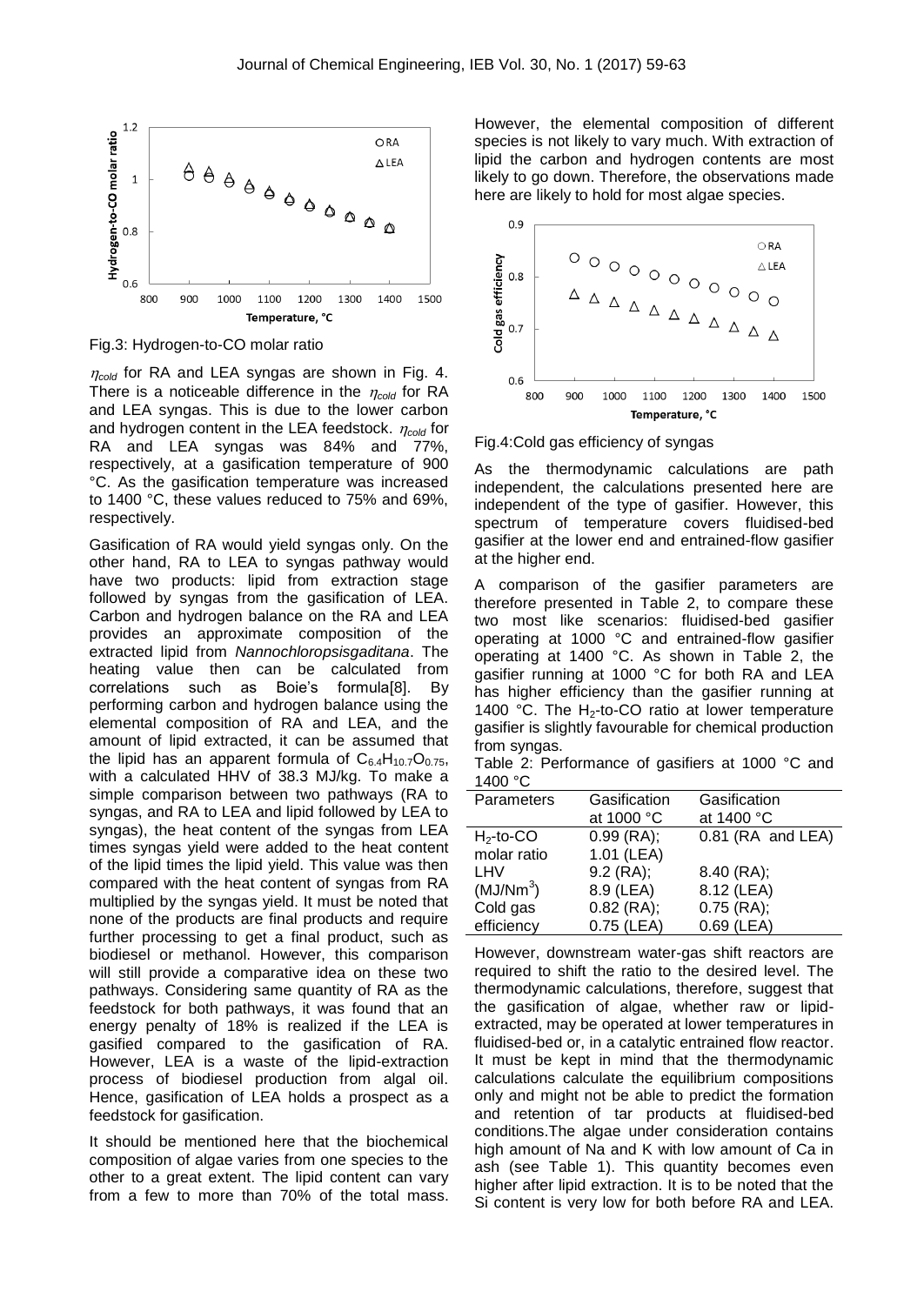Fig.3: Hydrogen-to-CO molar ratio

$\eta_{cold}$ for RA and LEA syngas are shown in Fig. 4. There is a noticeable difference in the $\eta_{cold}$ for RA and LEA syngas. This is due to the lower carbon and hydrogen content in the LEA feedstock. $\eta_{cold}$ for RA and LEA syngas was 84% and 77%, respectively, at a gasification temperature of 900 °C. As the gasification temperature was increased to 1400 °C, these values reduced to 75% and 69%, respectively.

Gasification of RA would yield syngas only. On the other hand, RA to LEA to syngas pathway would have two products: lipid from extraction stage followed by syngas from the gasification of LEA. Carbon and hydrogen balance on the RA and LEA provides an approximate composition of the extracted lipid from *Nannochloropsisgaditana*. The heating value then can be calculated from correlations such as Boie's formula[8]. By performing carbon and hydrogen balance using the elemental composition of RA and LEA, and the amount of lipid extracted, it can be assumed that the lipid has an apparent formula of $C_{6.4}H_{10.7}O_{0.75}$, with a calculated HHV of 38.3 MJ/kg. To make a simple comparison between two pathways (RA to syngas, and RA to LEA and lipid followed by LEA to syngas), the heat content of the syngas from LEA times syngas yield were added to the heat content of the lipid times the lipid yield. This value was then compared with the heat content of syngas from RA multiplied by the syngas yield. It must be noted that none of the products are final products and require further processing to get a final product, such as biodiesel or methanol. However, this comparison will still provide a comparative idea on these two pathways. Considering same quantity of RA as the feedstock for both pathways, it was found that an energy penalty of 18% is realized if the LEA is gasified compared to the gasification of RA. However, LEA is a waste of the lipid-extraction process of biodiesel production from algal oil. Hence, gasification of LEA holds a prospect as a feedstock for gasification.

It should be mentioned here that the biochemical composition of algae varies from one species to the other to a great extent. The lipid content can vary from a few to more than 70% of the total mass. However, the elemental composition of different species is not likely to vary much. With extraction of lipid the carbon and hydrogen contents are most likely to go down. Therefore, the observations made here are likely to hold for most algae species.

Fig.4:Cold gas efficiency of syngas

As the thermodynamic calculations are path independent, the calculations presented here are independent of the type of gasifier. However, this spectrum of temperature covers fluidised-bed gasifier at the lower end and entrained-flow gasifier at the higher end.

A comparison of the gasifier parameters are therefore presented in Table 2, to compare these two most like scenarios: fluidised-bed gasifier operating at 1000 °C and entrained-flow gasifier operating at 1400 °C. As shown in Table 2, the gasifier running at 1000 °C for both RA and LEA has higher efficiency than the gasifier running at 1400 °C. The $H_2$-to-CO ratio at lower temperature gasifier is slightly favourable for chemical production from syngas.

Table 2: Performance of gasifiers at 1000 °C and 1400 °C

| Parameters | Gasification at 1000 °C | Gasification at 1400 °C |
|---|---|---|
| $H_2$-to-CO molar ratio | 0.99 (RA); 1.01 (LEA) | 0.81 (RA and LEA) |
| LHV ($MJ/Nm^3$) | 9.2 (RA); 8.9 (LEA) | 8.40 (RA); 8.12 (LEA) |
| Cold gas efficiency | 0.82 (RA); 0.75 (LEA) | 0.75 (RA); 0.69 (LEA) |

However, downstream water-gas shift reactors are required to shift the ratio to the desired level. The thermodynamic calculations, therefore, suggest that the gasification of algae, whether raw or lipid-extracted, may be operated at lower temperatures in fluidised-bed or, in a catalytic entrained flow reactor. It must be kept in mind that the thermodynamic calculations calculate the equilibrium compositions only and might not be able to predict the formation and retention of tar products at fluidised-bed conditions.The algae under consideration contains high amount of Na and K with low amount of Ca in ash (see Table 1). This quantity becomes even higher after lipid extraction. It is to be noted that the Si content is very low for both before RA and LEA.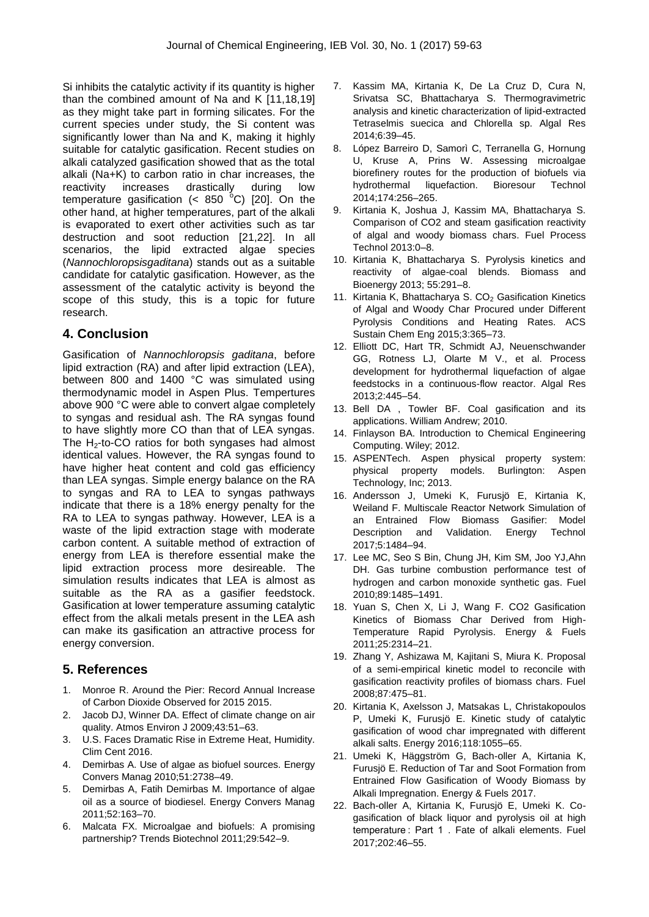Si inhibits the catalytic activity if its quantity is higher than the combined amount of Na and K [11,18,19] as they might take part in forming silicates. For the current species under study, the Si content was significantly lower than Na and K, making it highly suitable for catalytic gasification. Recent studies on alkali catalyzed gasification showed that as the total alkali (Na+K) to carbon ratio in char increases, the reactivity increases drastically during low temperature gasification (< 850 $^{0}$C) [20]. On the other hand, at higher temperatures, part of the alkali is evaporated to exert other activities such as tar destruction and soot reduction [21,22]. In all scenarios, the lipid extracted algae species (*Nannochloropsisgaditana*) stands out as a suitable candidate for catalytic gasification. However, as the assessment of the catalytic activity is beyond the scope of this study, this is a topic for future research.

## 4. Conclusion

Gasification of *Nannochloropsis gaditana*, before lipid extraction (RA) and after lipid extraction (LEA), between 800 and 1400 °C was simulated using thermodynamic model in Aspen Plus. Tempertures above 900 °C were able to convert algae completely to syngas and residual ash. The RA syngas found to have slightly more CO than that of LEA syngas. The $H_2$-to-CO ratios for both syngases had almost identical values. However, the RA syngas found to have higher heat content and cold gas efficiency than LEA syngas. Simple energy balance on the RA to syngas and RA to LEA to syngas pathways indicate that there is a 18% energy penalty for the RA to LEA to syngas pathway. However, LEA is a waste of the lipid extraction stage with moderate carbon content. A suitable method of extraction of energy from LEA is therefore essential make the lipid extraction process more desireable. The simulation results indicates that LEA is almost as suitable as the RA as a gasifier feedstock. Gasification at lower temperature assuming catalytic effect from the alkali metals present in the LEA ash can make its gasification an attractive process for energy conversion.

## 5. References

1. Monroe R. Around the Pier: Record Annual Increase of Carbon Dioxide Observed for 2015 2015.
2. Jacob DJ, Winner DA. Effect of climate change on air quality. Atmos Environ J 2009;43:51–63.
3. U.S. Faces Dramatic Rise in Extreme Heat, Humidity. Clim Cent 2016.
4. Demirbas A. Use of algae as biofuel sources. Energy Convers Manag 2010;51:2738–49.
5. Demirbas A, Fatih Demirbas M. Importance of algae oil as a source of biodiesel. Energy Convers Manag 2011;52:163–70.
6. Malcata FX. Microalgae and biofuels: A promising partnership? Trends Biotechnol 2011;29:542–9.
7. Kassim MA, Kirtania K, De La Cruz D, Cura N, Srivatsa SC, Bhattacharya S. Thermogravimetric analysis and kinetic characterization of lipid-extracted Tetraselmis suecica and Chlorella sp. Algal Res 2014;6:39–45.
8. López Barreiro D, Samorì C, Terranella G, Hornung U, Kruse A, Prins W. Assessing microalgae biorefinery routes for the production of biofuels via hydrothermal liquefaction. Bioresour Technol 2014;174:256–265.
9. Kirtania K, Joshua J, Kassim MA, Bhattacharya S. Comparison of CO2 and steam gasification reactivity of algal and woody biomass chars. Fuel Process Technol 2013:0–8.
10. Kirtania K, Bhattacharya S. Pyrolysis kinetics and reactivity of algae-coal blends. Biomass and Bioenergy 2013; 55:291–8.
11. Kirtania K, Bhattacharya S. $CO_2$ Gasification Kinetics of Algal and Woody Char Procured under Different Pyrolysis Conditions and Heating Rates. ACS Sustain Chem Eng 2015;3:365–73.
12. Elliott DC, Hart TR, Schmidt AJ, Neuenschwander GG, Rotness LJ, Olarte M V., et al. Process development for hydrothermal liquefaction of algae feedstocks in a continuous-flow reactor. Algal Res 2013;2:445–54.
13. Bell DA , Towler BF. Coal gasification and its applications. William Andrew; 2010.
14. Finlayson BA. Introduction to Chemical Engineering Computing. Wiley; 2012.
15. ASPENTech. Aspen physical property system: physical property models. Burlington: Aspen Technology, Inc; 2013.
16. Andersson J, Umeki K, Furusjö E, Kirtania K, Weiland F. Multiscale Reactor Network Simulation of an Entrained Flow Biomass Gasifier: Model Description and Validation. Energy Technol 2017;5:1484–94.
17. Lee MC, Seo S Bin, Chung JH, Kim SM, Joo YJ,Ahn DH. Gas turbine combustion performance test of hydrogen and carbon monoxide synthetic gas. Fuel 2010;89:1485–1491.
18. Yuan S, Chen X, Li J, Wang F. CO2 Gasification Kinetics of Biomass Char Derived from High-Temperature Rapid Pyrolysis. Energy & Fuels 2011;25:2314–21.
19. Zhang Y, Ashizawa M, Kajitani S, Miura K. Proposal of a semi-empirical kinetic model to reconcile with gasification reactivity profiles of biomass chars. Fuel 2008;87:475–81.
20. Kirtania K, Axelsson J, Matsakas L, Christakopoulos P, Umeki K, Furusjö E. Kinetic study of catalytic gasification of wood char impregnated with different alkali salts. Energy 2016;118:1055–65.
21. Umeki K, Häggström G, Bach-oller A, Kirtania K, Furusjö E. Reduction of Tar and Soot Formation from Entrained Flow Gasification of Woody Biomass by Alkali Impregnation. Energy & Fuels 2017.
22. Bach-oller A, Kirtania K, Furusjö E, Umeki K. Co-gasification of black liquor and pyrolysis oil at high temperature : Part 1 . Fate of alkali elements. Fuel 2017;202:46–55.